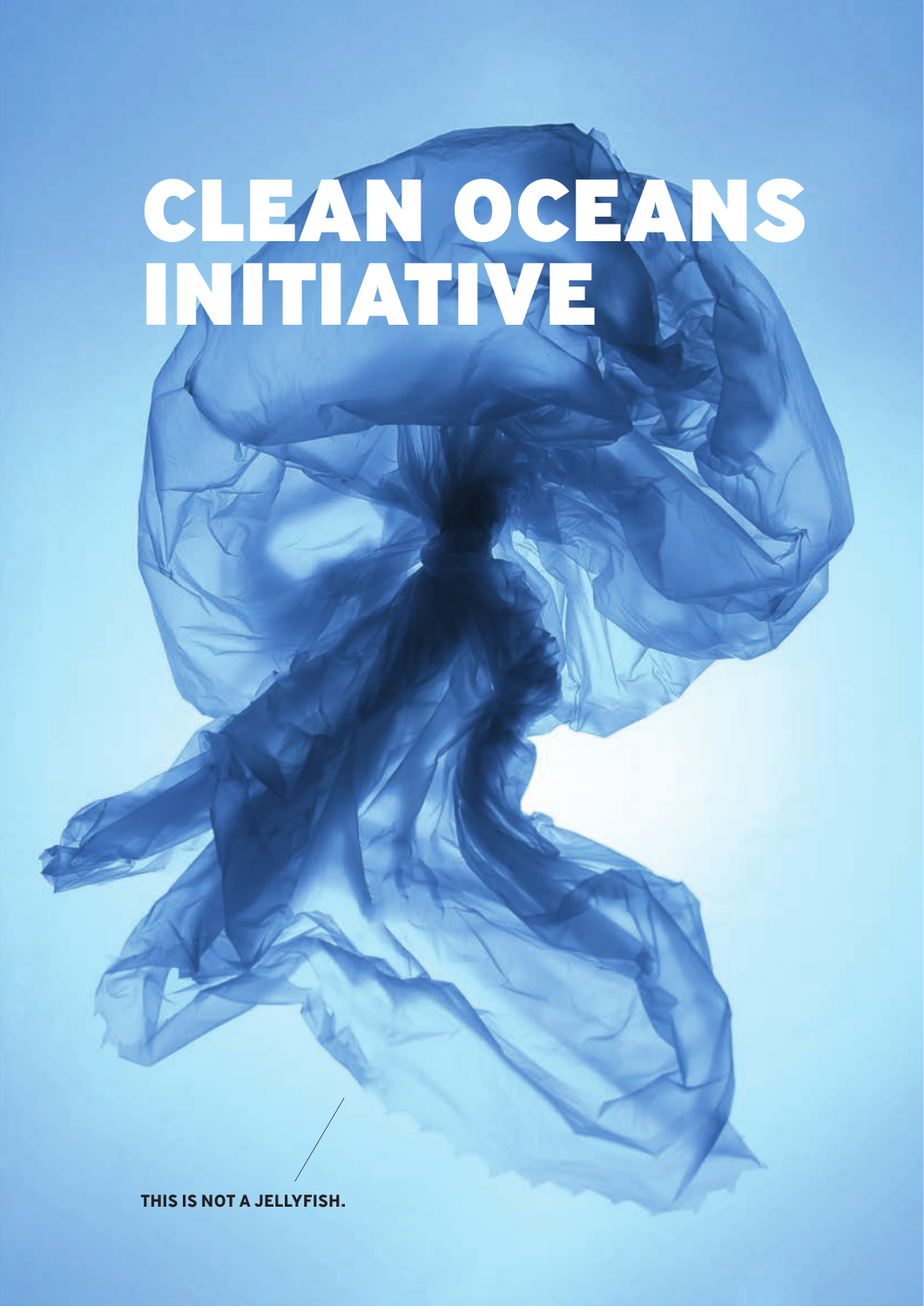# CLEAN OCEANS INITIATIVE

**THIS IS NOT A JELLYFISH.**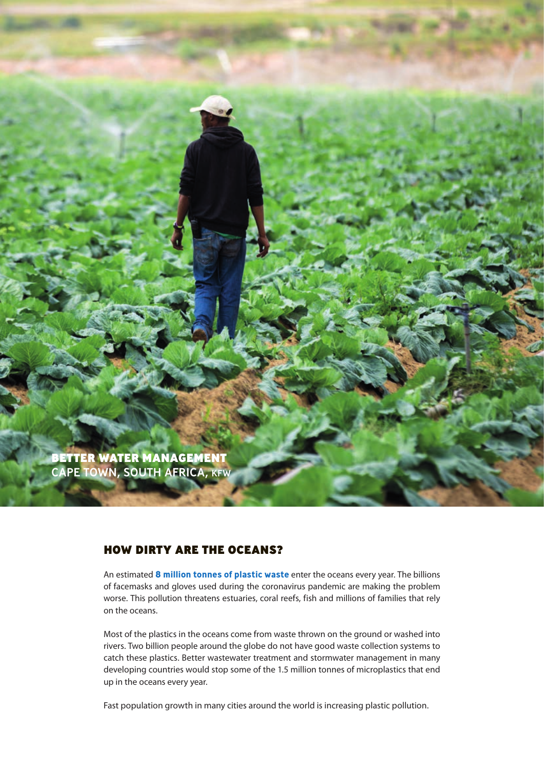BETTER WATER MANAGEMENT
CAPE TOWN, SOUTH AFRICA, KFW

## HOW DIRTY ARE THE OCEANS?

An estimated **8 million tonnes of plastic waste** enter the oceans every year. The billions of facemasks and gloves used during the coronavirus pandemic are making the problem worse. This pollution threatens estuaries, coral reefs, fish and millions of families that rely on the oceans.

Most of the plastics in the oceans come from waste thrown on the ground or washed into rivers. Two billion people around the globe do not have good waste collection systems to catch these plastics. Better wastewater treatment and stormwater management in many developing countries would stop some of the 1.5 million tonnes of microplastics that end up in the oceans every year.

Fast population growth in many cities around the world is increasing plastic pollution.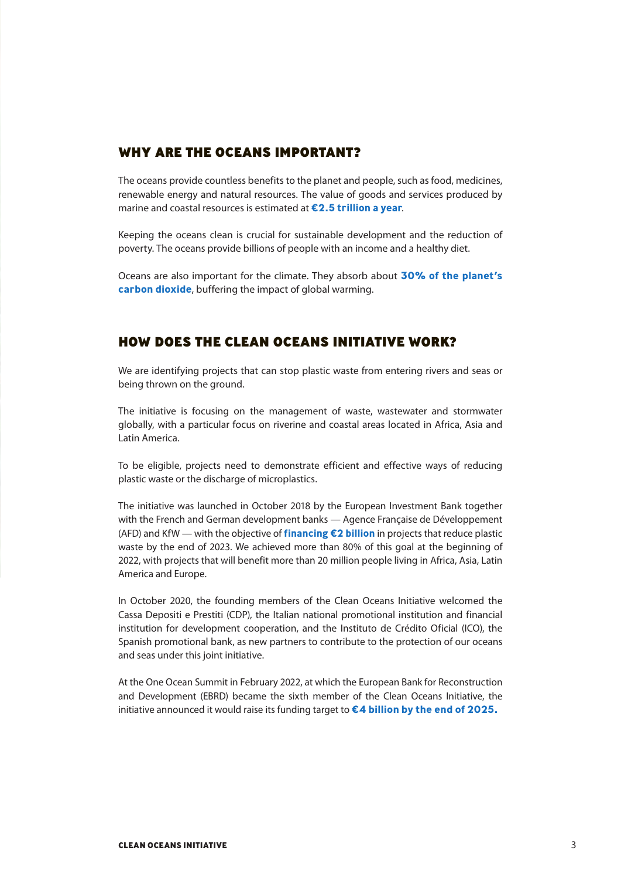## WHY ARE THE OCEANS IMPORTANT?

The oceans provide countless benefits to the planet and people, such as food, medicines, renewable energy and natural resources. The value of goods and services produced by marine and coastal resources is estimated at **€2.5 trillion a year**.

Keeping the oceans clean is crucial for sustainable development and the reduction of poverty. The oceans provide billions of people with an income and a healthy diet.

Oceans are also important for the climate. They absorb about **30% of the planet's carbon dioxide**, buffering the impact of global warming.

## HOW DOES THE CLEAN OCEANS INITIATIVE WORK?

We are identifying projects that can stop plastic waste from entering rivers and seas or being thrown on the ground.

The initiative is focusing on the management of waste, wastewater and stormwater globally, with a particular focus on riverine and coastal areas located in Africa, Asia and Latin America.

To be eligible, projects need to demonstrate efficient and effective ways of reducing plastic waste or the discharge of microplastics.

The initiative was launched in October 2018 by the European Investment Bank together with the French and German development banks — Agence Française de Développement (AFD) and KfW — with the objective of **financing €2 billion** in projects that reduce plastic waste by the end of 2023. We achieved more than 80% of this goal at the beginning of 2022, with projects that will benefit more than 20 million people living in Africa, Asia, Latin America and Europe.

In October 2020, the founding members of the Clean Oceans Initiative welcomed the Cassa Depositi e Prestiti (CDP), the Italian national promotional institution and financial institution for development cooperation, and the Instituto de Crédito Oficial (ICO), the Spanish promotional bank, as new partners to contribute to the protection of our oceans and seas under this joint initiative.

At the One Ocean Summit in February 2022, at which the European Bank for Reconstruction and Development (EBRD) became the sixth member of the Clean Oceans Initiative, the initiative announced it would raise its funding target to **€4 billion by the end of 2025.**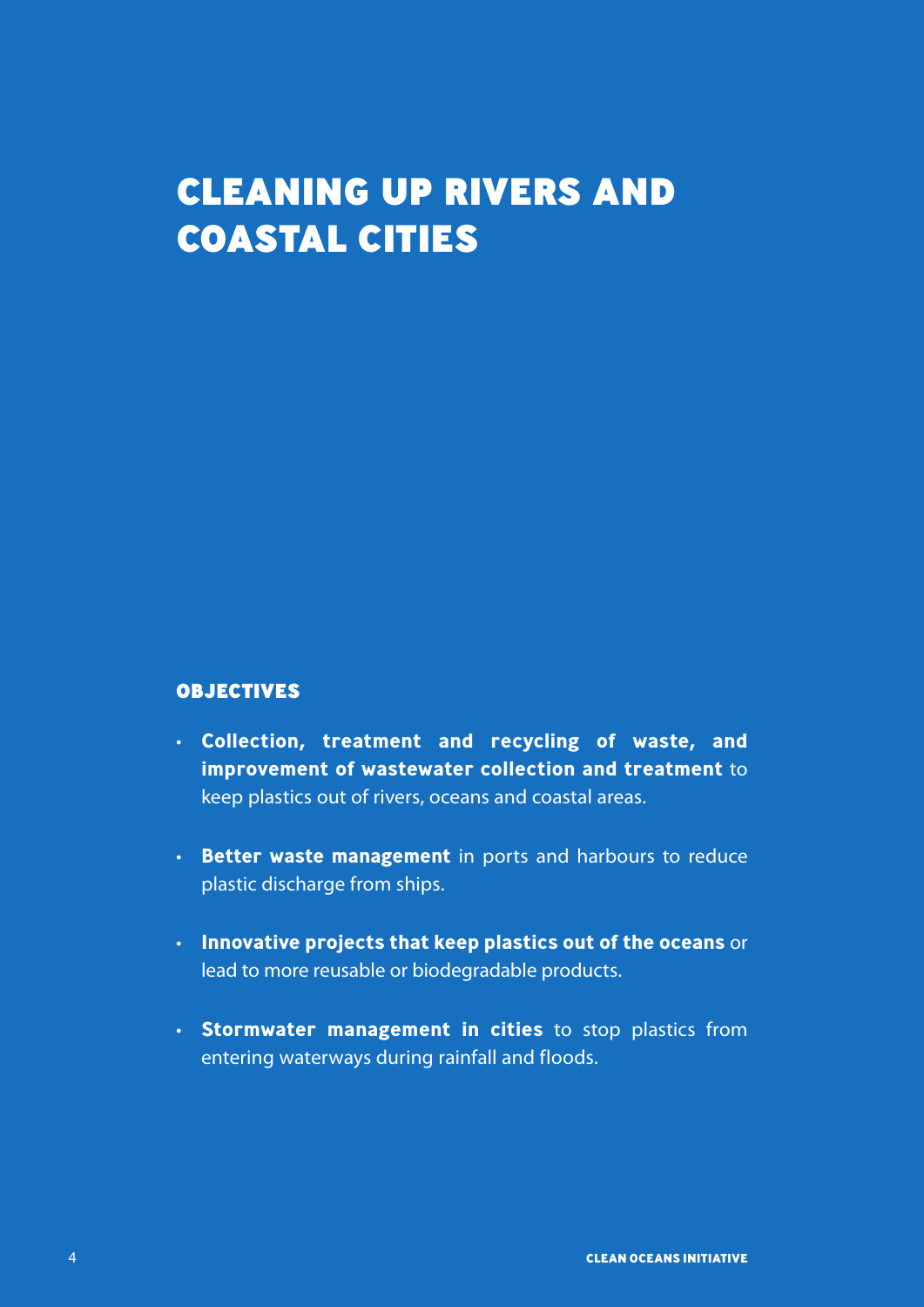# CLEANING UP RIVERS AND COASTAL CITIES

## OBJECTIVES

- **Collection, treatment and recycling of waste, and improvement of wastewater collection and treatment** to keep plastics out of rivers, oceans and coastal areas.
- **Better waste management** in ports and harbours to reduce plastic discharge from ships.
- **Innovative projects that keep plastics out of the oceans** or lead to more reusable or biodegradable products.
- **Stormwater management in cities** to stop plastics from entering waterways during rainfall and floods.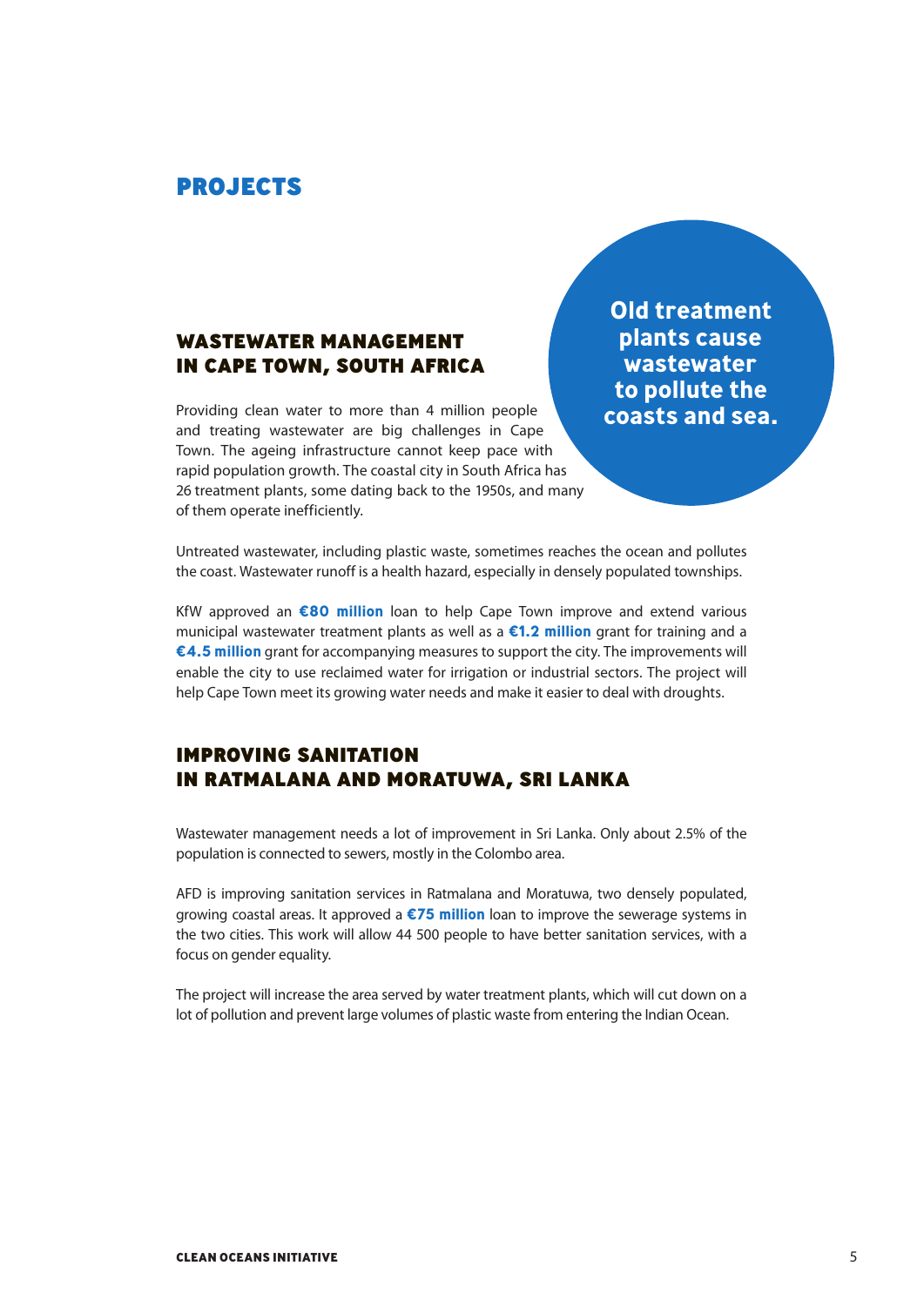# PROJECTS

## WASTEWATER MANAGEMENT IN CAPE TOWN, SOUTH AFRICA

**Old treatment plants cause wastewater to pollute the coasts and sea.**

Providing clean water to more than 4 million people and treating wastewater are big challenges in Cape Town. The ageing infrastructure cannot keep pace with rapid population growth. The coastal city in South Africa has 26 treatment plants, some dating back to the 1950s, and many of them operate inefficiently.

Untreated wastewater, including plastic waste, sometimes reaches the ocean and pollutes the coast. Wastewater runoff is a health hazard, especially in densely populated townships.

KfW approved an **€80 million** loan to help Cape Town improve and extend various municipal wastewater treatment plants as well as a **€1.2 million** grant for training and a **€4.5 million** grant for accompanying measures to support the city. The improvements will enable the city to use reclaimed water for irrigation or industrial sectors. The project will help Cape Town meet its growing water needs and make it easier to deal with droughts.

## IMPROVING SANITATION IN RATMALANA AND MORATUWA, SRI LANKA

Wastewater management needs a lot of improvement in Sri Lanka. Only about 2.5% of the population is connected to sewers, mostly in the Colombo area.

AFD is improving sanitation services in Ratmalana and Moratuwa, two densely populated, growing coastal areas. It approved a **€75 million** loan to improve the sewerage systems in the two cities. This work will allow 44 500 people to have better sanitation services, with a focus on gender equality.

The project will increase the area served by water treatment plants, which will cut down on a lot of pollution and prevent large volumes of plastic waste from entering the Indian Ocean.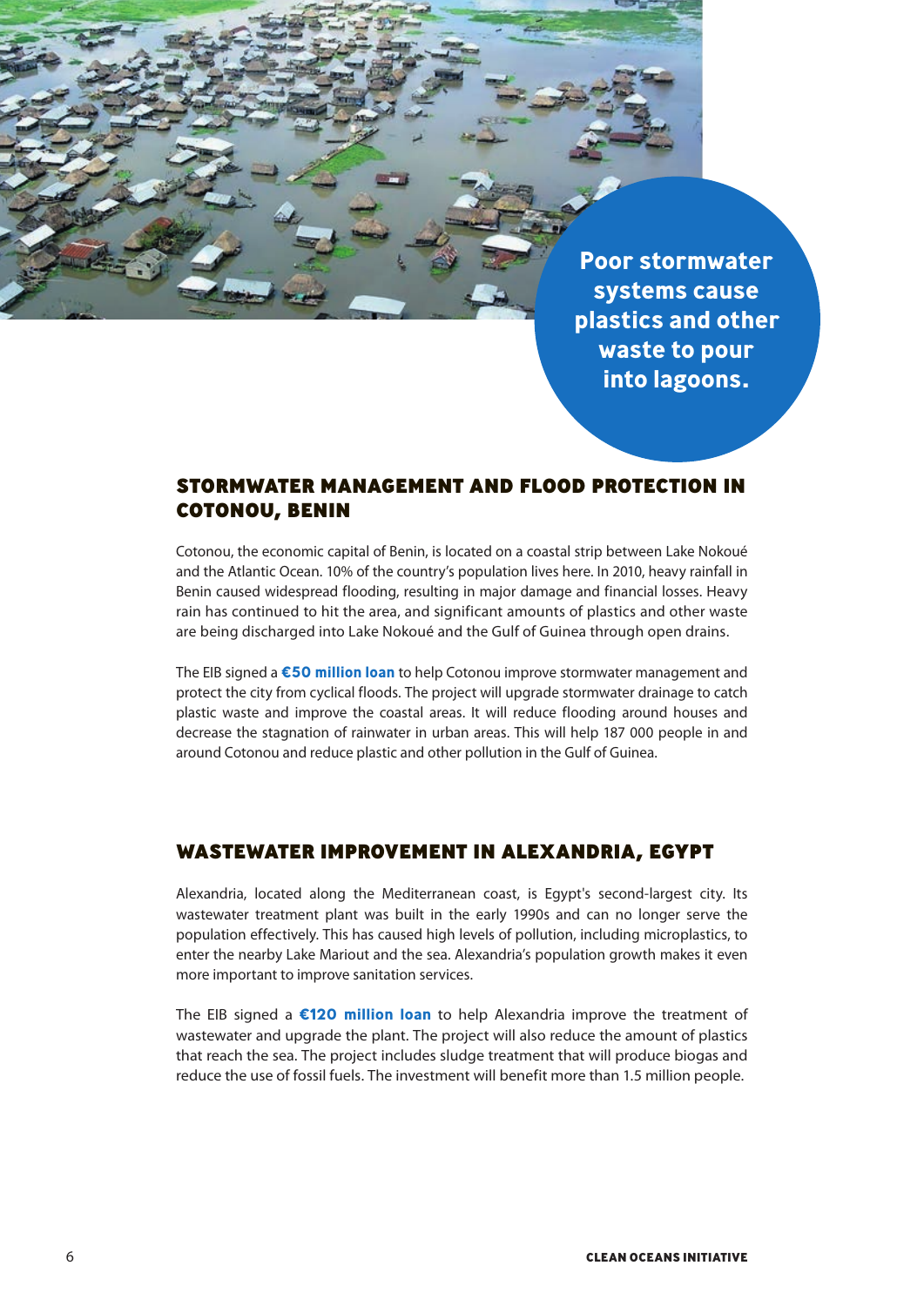**Poor stormwater systems cause plastics and other waste to pour into lagoons.**

## STORMWATER MANAGEMENT AND FLOOD PROTECTION IN COTONOU, BENIN

Cotonou, the economic capital of Benin, is located on a coastal strip between Lake Nokoué and the Atlantic Ocean. 10% of the country's population lives here. In 2010, heavy rainfall in Benin caused widespread flooding, resulting in major damage and financial losses. Heavy rain has continued to hit the area, and significant amounts of plastics and other waste are being discharged into Lake Nokoué and the Gulf of Guinea through open drains.

The EIB signed a **€50 million loan** to help Cotonou improve stormwater management and protect the city from cyclical floods. The project will upgrade stormwater drainage to catch plastic waste and improve the coastal areas. It will reduce flooding around houses and decrease the stagnation of rainwater in urban areas. This will help 187 000 people in and around Cotonou and reduce plastic and other pollution in the Gulf of Guinea.

## WASTEWATER IMPROVEMENT IN ALEXANDRIA, EGYPT

Alexandria, located along the Mediterranean coast, is Egypt's second-largest city. Its wastewater treatment plant was built in the early 1990s and can no longer serve the population effectively. This has caused high levels of pollution, including microplastics, to enter the nearby Lake Mariout and the sea. Alexandria's population growth makes it even more important to improve sanitation services.

The EIB signed a **€120 million loan** to help Alexandria improve the treatment of wastewater and upgrade the plant. The project will also reduce the amount of plastics that reach the sea. The project includes sludge treatment that will produce biogas and reduce the use of fossil fuels. The investment will benefit more than 1.5 million people.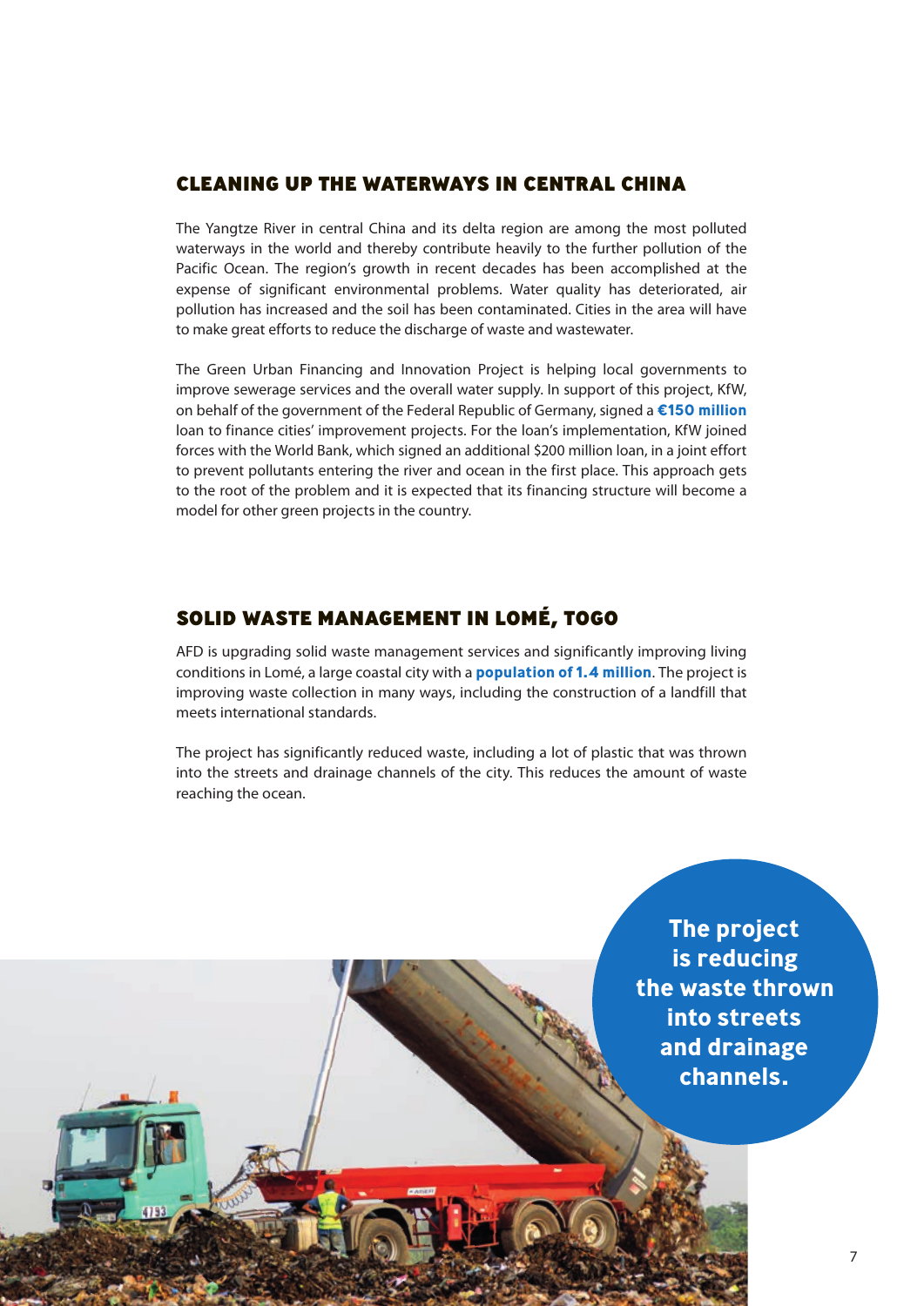## CLEANING UP THE WATERWAYS IN CENTRAL CHINA

The Yangtze River in central China and its delta region are among the most polluted waterways in the world and thereby contribute heavily to the further pollution of the Pacific Ocean. The region's growth in recent decades has been accomplished at the expense of significant environmental problems. Water quality has deteriorated, air pollution has increased and the soil has been contaminated. Cities in the area will have to make great efforts to reduce the discharge of waste and wastewater.

The Green Urban Financing and Innovation Project is helping local governments to improve sewerage services and the overall water supply. In support of this project, KfW, on behalf of the government of the Federal Republic of Germany, signed a **€150 million** loan to finance cities' improvement projects. For the loan's implementation, KfW joined forces with the World Bank, which signed an additional $200 million loan, in a joint effort to prevent pollutants entering the river and ocean in the first place. This approach gets to the root of the problem and it is expected that its financing structure will become a model for other green projects in the country.

## SOLID WASTE MANAGEMENT IN LOMÉ, TOGO

AFD is upgrading solid waste management services and significantly improving living conditions in Lomé, a large coastal city with a **population of 1.4 million**. The project is improving waste collection in many ways, including the construction of a landfill that meets international standards.

The project has significantly reduced waste, including a lot of plastic that was thrown into the streets and drainage channels of the city. This reduces the amount of waste reaching the ocean.

**The project is reducing the waste thrown into streets and drainage channels.**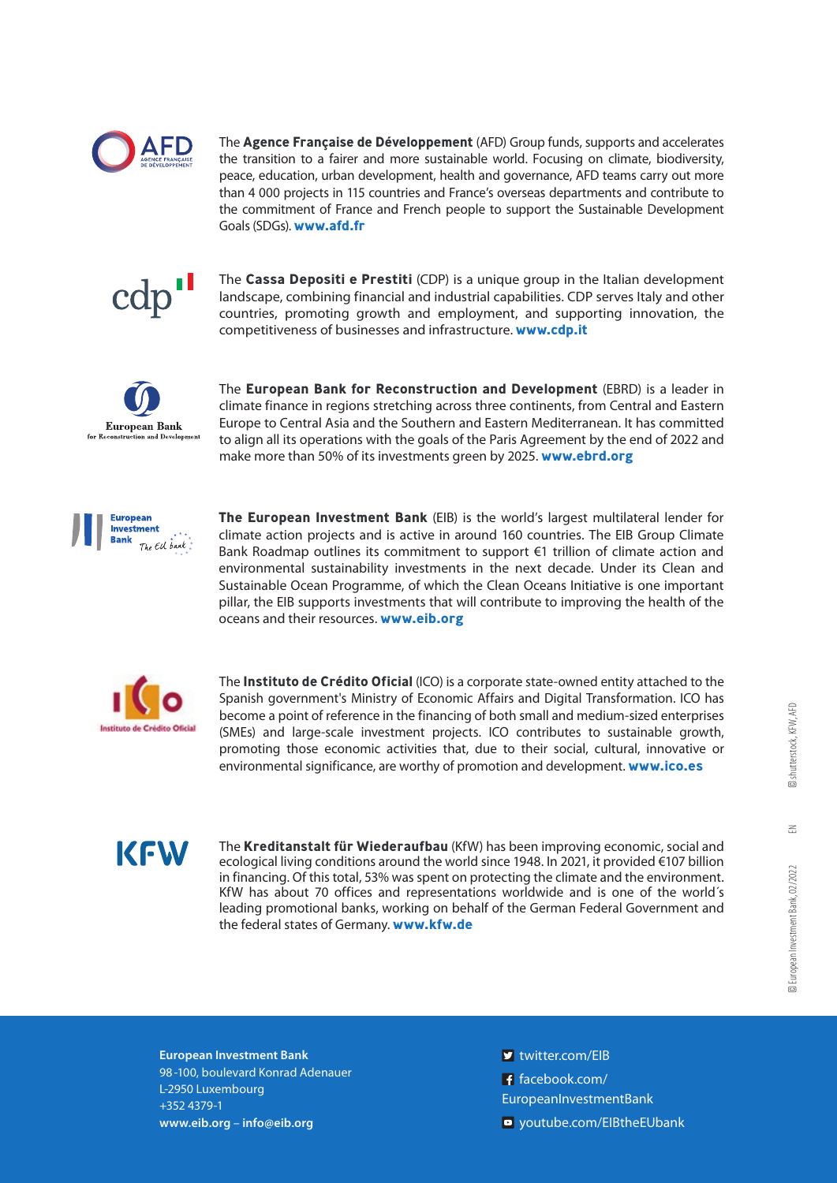The **Agence Française de Développement** (AFD) Group funds, supports and accelerates the transition to a fairer and more sustainable world. Focusing on climate, biodiversity, peace, education, urban development, health and governance, AFD teams carry out more than 4 000 projects in 115 countries and France's overseas departments and contribute to the commitment of France and French people to support the Sustainable Development Goals (SDGs). **www.afd.fr**

The **Cassa Depositi e Prestiti** (CDP) is a unique group in the Italian development landscape, combining financial and industrial capabilities. CDP serves Italy and other countries, promoting growth and employment, and supporting innovation, the competitiveness of businesses and infrastructure. **www.cdp.it**

The **European Bank for Reconstruction and Development** (EBRD) is a leader in climate finance in regions stretching across three continents, from Central and Eastern Europe to Central Asia and the Southern and Eastern Mediterranean. It has committed to align all its operations with the goals of the Paris Agreement by the end of 2022 and make more than 50% of its investments green by 2025. **www.ebrd.org**

**The European Investment Bank** (EIB) is the world's largest multilateral lender for climate action projects and is active in around 160 countries. The EIB Group Climate Bank Roadmap outlines its commitment to support €1 trillion of climate action and environmental sustainability investments in the next decade. Under its Clean and Sustainable Ocean Programme, of which the Clean Oceans Initiative is one important pillar, the EIB supports investments that will contribute to improving the health of the oceans and their resources. **www.eib.org**

The **Instituto de Crédito Oficial** (ICO) is a corporate state-owned entity attached to the Spanish government's Ministry of Economic Affairs and Digital Transformation. ICO has become a point of reference in the financing of both small and medium-sized enterprises (SMEs) and large-scale investment projects. ICO contributes to sustainable growth, promoting those economic activities that, due to their social, cultural, innovative or environmental significance, are worthy of promotion and development. **www.ico.es**

The **Kreditanstalt für Wiederaufbau** (KfW) has been improving economic, social and ecological living conditions around the world since 1948. In 2021, it provided €107 billion in financing. Of this total, 53% was spent on protecting the climate and the environment. KfW has about 70 offices and representations worldwide and is one of the world´s leading promotional banks, working on behalf of the German Federal Government and the federal states of Germany. **www.kfw.de**

© European Investment Bank, 02/2022 EN © shutterstock, KFW, AFD

**European Investment Bank**
98 -100, boulevard Konrad Adenauer
L-2950 Luxembourg
+352 4379-1
**www.eib.org** – **info@eib.org**

twitter.com/EIB
facebook.com/EuropeanInvestmentBank
youtube.com/EIBtheEUbank